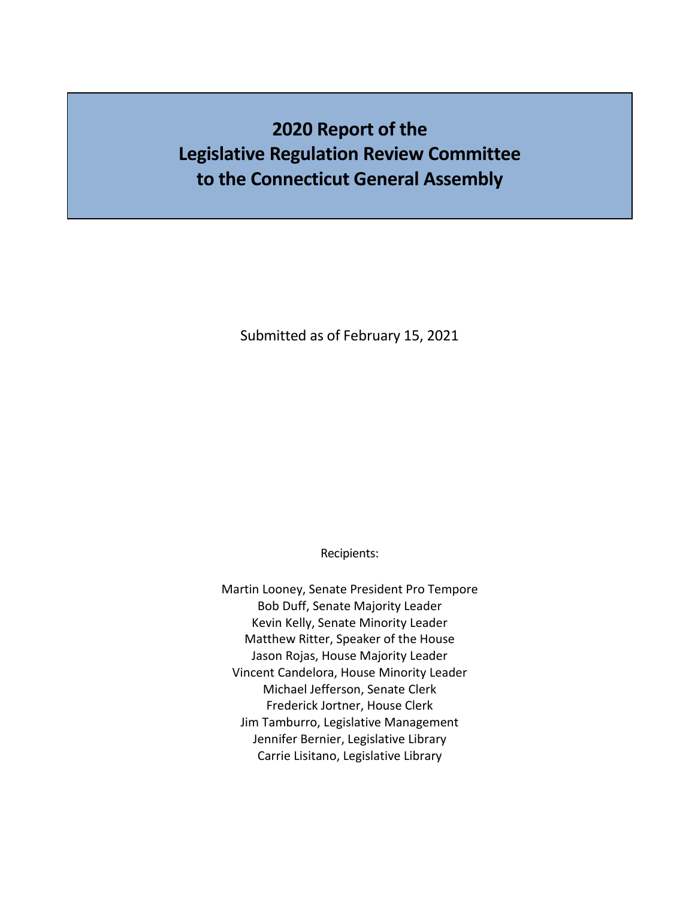# 2020 Report of the Legislative Regulation Review Committee to the Connecticut General Assembly

Submitted as of February 15, 2021

Recipients:

Martin Looney, Senate President Pro Tempore
Bob Duff, Senate Majority Leader
Kevin Kelly, Senate Minority Leader
Matthew Ritter, Speaker of the House
Jason Rojas, House Majority Leader
Vincent Candelora, House Minority Leader
Michael Jefferson, Senate Clerk
Frederick Jortner, House Clerk
Jim Tamburro, Legislative Management
Jennifer Bernier, Legislative Library
Carrie Lisitano, Legislative Library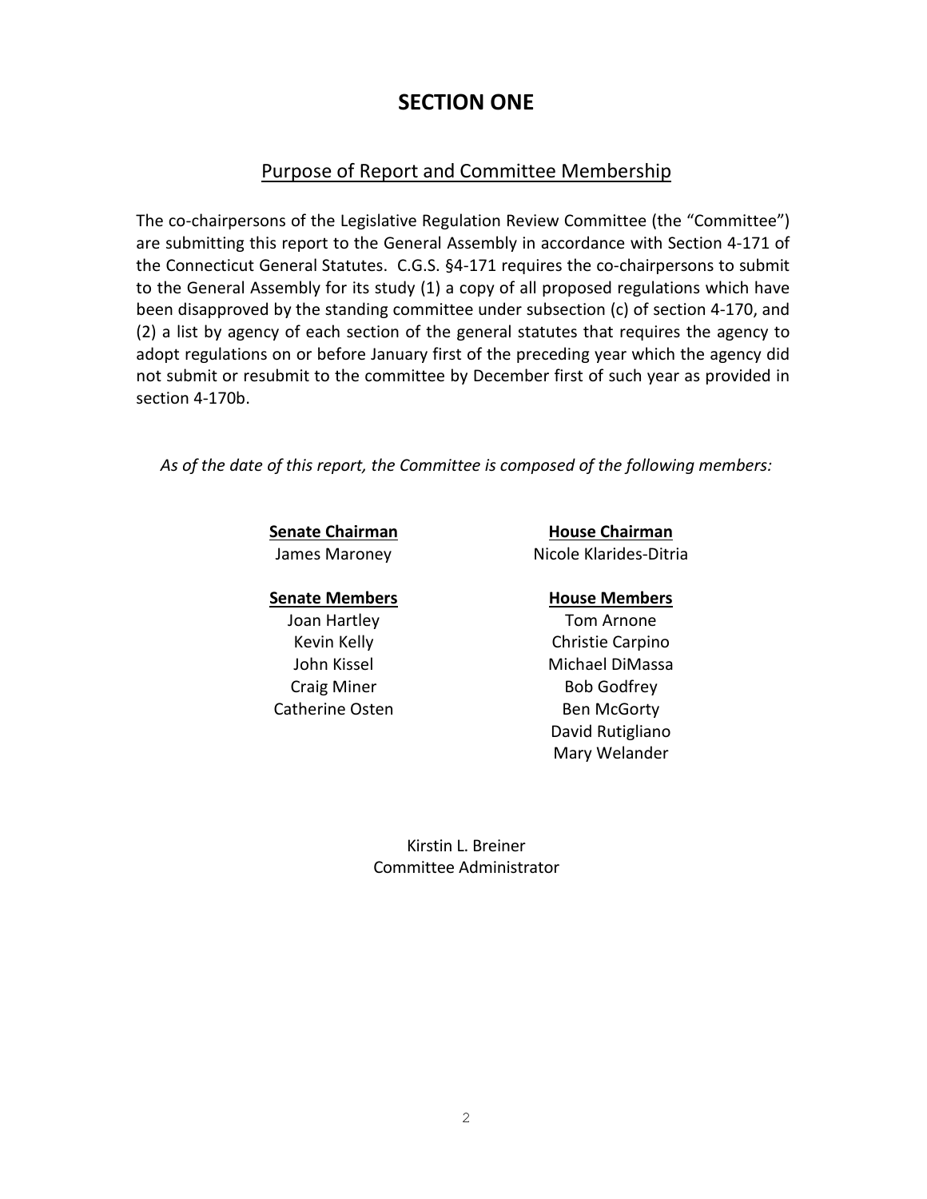# SECTION ONE

## Purpose of Report and Committee Membership

The co-chairpersons of the Legislative Regulation Review Committee (the "Committee") are submitting this report to the General Assembly in accordance with Section 4-171 of the Connecticut General Statutes. C.G.S. §4-171 requires the co-chairpersons to submit to the General Assembly for its study (1) a copy of all proposed regulations which have been disapproved by the standing committee under subsection (c) of section 4-170, and (2) a list by agency of each section of the general statutes that requires the agency to adopt regulations on or before January first of the preceding year which the agency did not submit or resubmit to the committee by December first of such year as provided in section 4-170b.

*As of the date of this report, the Committee is composed of the following members:*

**Senate Chairman**
James Maroney

**House Chairman**
Nicole Klarides-Ditria

**Senate Members**
Joan Hartley
Kevin Kelly
John Kissel
Craig Miner
Catherine Osten

**House Members**
Tom Arnone
Christie Carpino
Michael DiMassa
Bob Godfrey
Ben McGorty
David Rutigliano
Mary Welander

Kirstin L. Breiner
Committee Administrator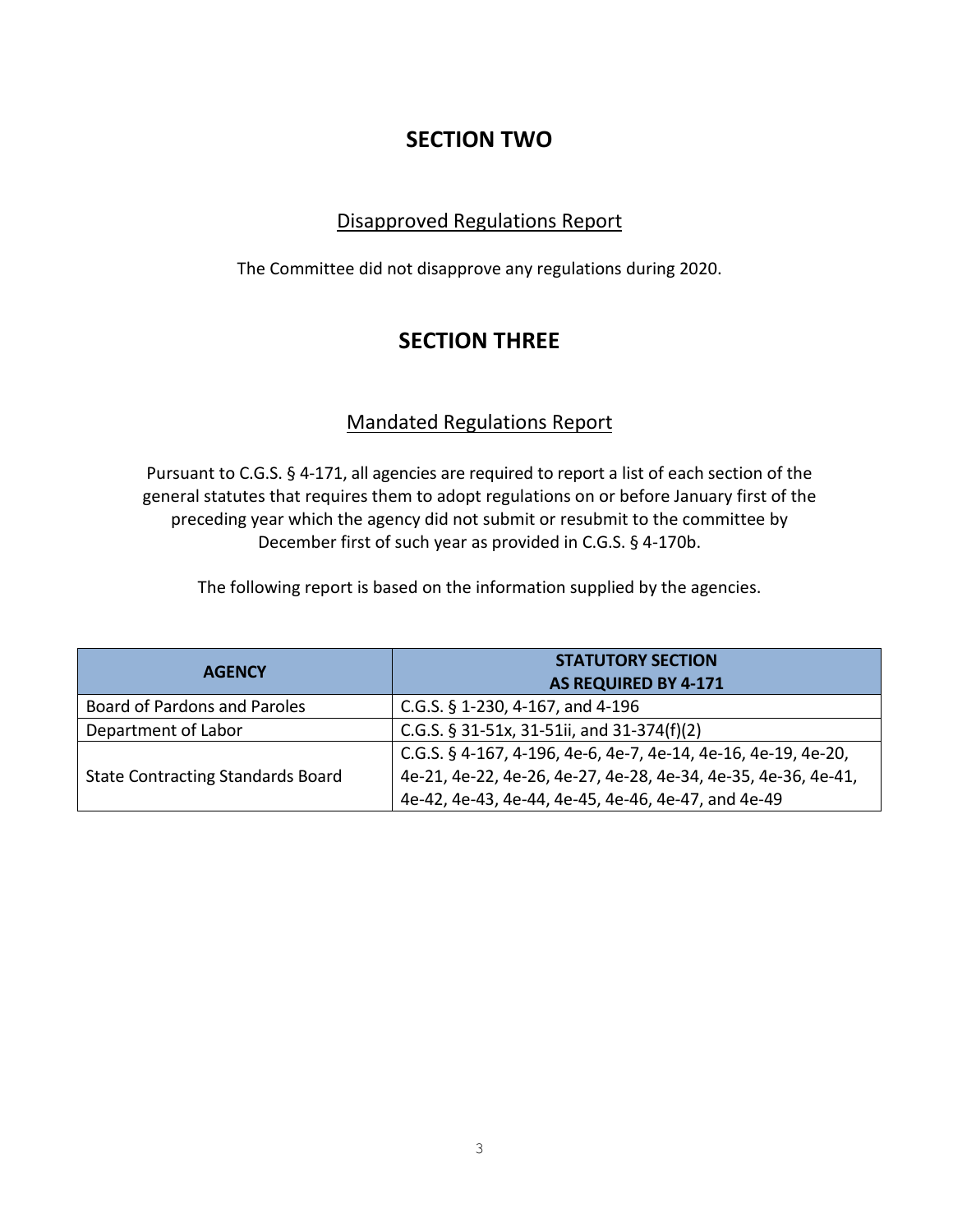# SECTION TWO

## Disapproved Regulations Report

The Committee did not disapprove any regulations during 2020.

# SECTION THREE

## Mandated Regulations Report

Pursuant to C.G.S. § 4-171, all agencies are required to report a list of each section of the general statutes that requires them to adopt regulations on or before January first of the preceding year which the agency did not submit or resubmit to the committee by December first of such year as provided in C.G.S. § 4-170b.

The following report is based on the information supplied by the agencies.

| AGENCY | STATUTORY SECTION AS REQUIRED BY 4-171 |
|---|---|
| Board of Pardons and Paroles | C.G.S. § 1-230, 4-167, and 4-196 |
| Department of Labor | C.G.S. § 31-51x, 31-51ii, and 31-374(f)(2) |
| State Contracting Standards Board | C.G.S. § 4-167, 4-196, 4e-6, 4e-7, 4e-14, 4e-16, 4e-19, 4e-20, 4e-21, 4e-22, 4e-26, 4e-27, 4e-28, 4e-34, 4e-35, 4e-36, 4e-41, 4e-42, 4e-43, 4e-44, 4e-45, 4e-46, 4e-47, and 4e-49 |